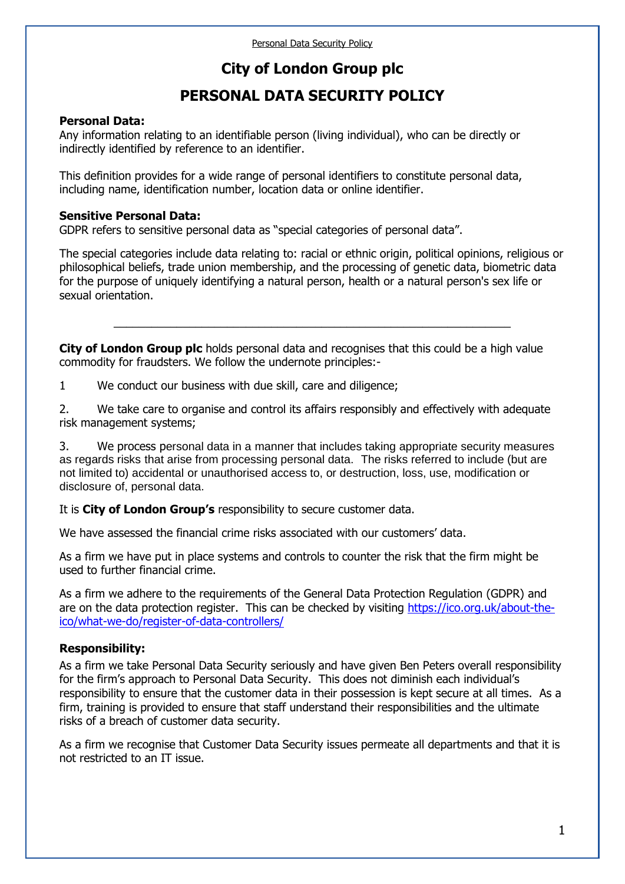# City of London Group plc

## PERSONAL DATA SECURITY POLICY

**Personal Data:**
Any information relating to an identifiable person (living individual), who can be directly or indirectly identified by reference to an identifier.

This definition provides for a wide range of personal identifiers to constitute personal data, including name, identification number, location data or online identifier.

**Sensitive Personal Data:**
GDPR refers to sensitive personal data as "special categories of personal data".

The special categories include data relating to: racial or ethnic origin, political opinions, religious or philosophical beliefs, trade union membership, and the processing of genetic data, biometric data for the purpose of uniquely identifying a natural person, health or a natural person's sex life or sexual orientation.

---

**City of London Group plc** holds personal data and recognises that this could be a high value commodity for fraudsters. We follow the undernote principles:-

1 We conduct our business with due skill, care and diligence;

2. We take care to organise and control its affairs responsibly and effectively with adequate risk management systems;

3. We process personal data in a manner that includes taking appropriate security measures as regards risks that arise from processing personal data. The risks referred to include (but are not limited to) accidental or unauthorised access to, or destruction, loss, use, modification or disclosure of, personal data.

It is **City of London Group's** responsibility to secure customer data.

We have assessed the financial crime risks associated with our customers' data.

As a firm we have put in place systems and controls to counter the risk that the firm might be used to further financial crime.

As a firm we adhere to the requirements of the General Data Protection Regulation (GDPR) and are on the data protection register. This can be checked by visiting https://ico.org.uk/about-the-ico/what-we-do/register-of-data-controllers/

**Responsibility:**
As a firm we take Personal Data Security seriously and have given Ben Peters overall responsibility for the firm's approach to Personal Data Security. This does not diminish each individual's responsibility to ensure that the customer data in their possession is kept secure at all times. As a firm, training is provided to ensure that staff understand their responsibilities and the ultimate risks of a breach of customer data security.

As a firm we recognise that Customer Data Security issues permeate all departments and that it is not restricted to an IT issue.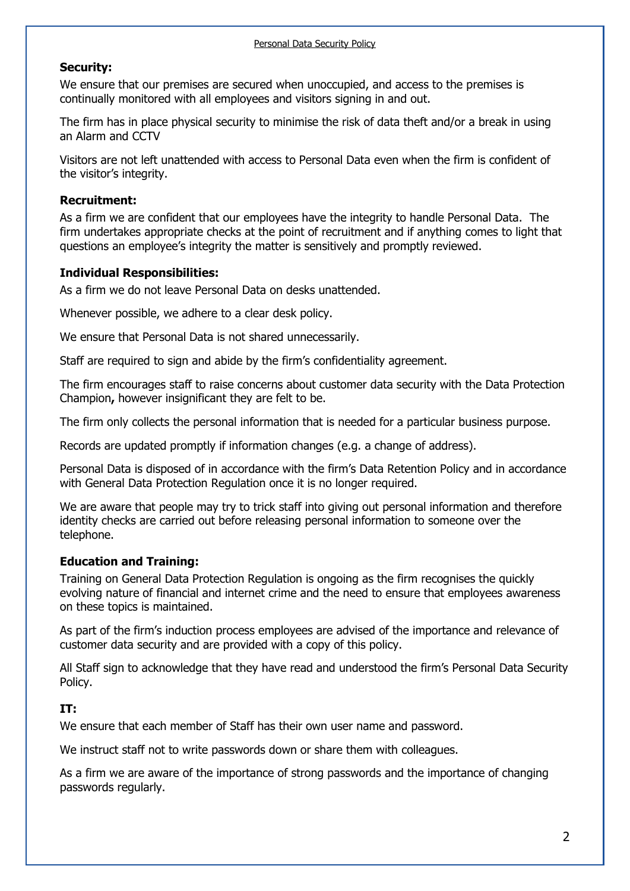**Security:**

We ensure that our premises are secured when unoccupied, and access to the premises is continually monitored with all employees and visitors signing in and out.

The firm has in place physical security to minimise the risk of data theft and/or a break in using an Alarm and CCTV

Visitors are not left unattended with access to Personal Data even when the firm is confident of the visitor's integrity.

**Recruitment:**

As a firm we are confident that our employees have the integrity to handle Personal Data. The firm undertakes appropriate checks at the point of recruitment and if anything comes to light that questions an employee's integrity the matter is sensitively and promptly reviewed.

**Individual Responsibilities:**

As a firm we do not leave Personal Data on desks unattended.

Whenever possible, we adhere to a clear desk policy.

We ensure that Personal Data is not shared unnecessarily.

Staff are required to sign and abide by the firm's confidentiality agreement.

The firm encourages staff to raise concerns about customer data security with the Data Protection Champion**,** however insignificant they are felt to be.

The firm only collects the personal information that is needed for a particular business purpose.

Records are updated promptly if information changes (e.g. a change of address).

Personal Data is disposed of in accordance with the firm's Data Retention Policy and in accordance with General Data Protection Regulation once it is no longer required.

We are aware that people may try to trick staff into giving out personal information and therefore identity checks are carried out before releasing personal information to someone over the telephone.

**Education and Training:**

Training on General Data Protection Regulation is ongoing as the firm recognises the quickly evolving nature of financial and internet crime and the need to ensure that employees awareness on these topics is maintained.

As part of the firm's induction process employees are advised of the importance and relevance of customer data security and are provided with a copy of this policy.

All Staff sign to acknowledge that they have read and understood the firm's Personal Data Security Policy.

**IT:**

We ensure that each member of Staff has their own user name and password.

We instruct staff not to write passwords down or share them with colleagues.

As a firm we are aware of the importance of strong passwords and the importance of changing passwords regularly.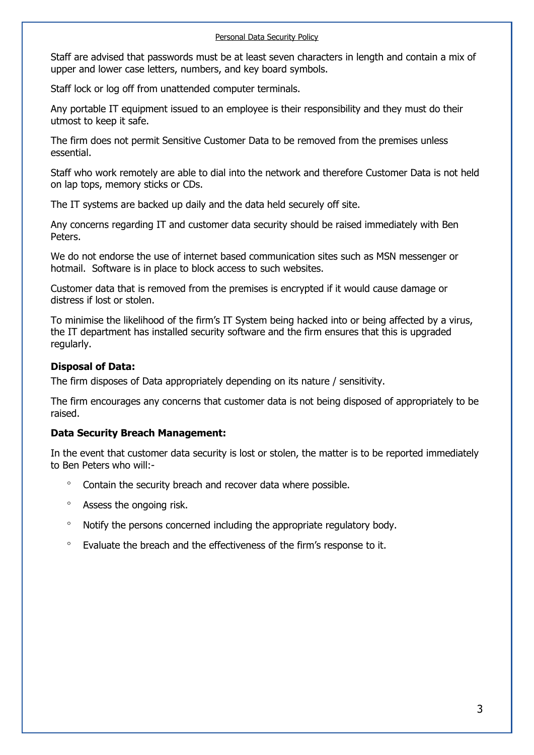Staff are advised that passwords must be at least seven characters in length and contain a mix of upper and lower case letters, numbers, and key board symbols.

Staff lock or log off from unattended computer terminals.

Any portable IT equipment issued to an employee is their responsibility and they must do their utmost to keep it safe.

The firm does not permit Sensitive Customer Data to be removed from the premises unless essential.

Staff who work remotely are able to dial into the network and therefore Customer Data is not held on lap tops, memory sticks or CDs.

The IT systems are backed up daily and the data held securely off site.

Any concerns regarding IT and customer data security should be raised immediately with Ben Peters.

We do not endorse the use of internet based communication sites such as MSN messenger or hotmail. Software is in place to block access to such websites.

Customer data that is removed from the premises is encrypted if it would cause damage or distress if lost or stolen.

To minimise the likelihood of the firm's IT System being hacked into or being affected by a virus, the IT department has installed security software and the firm ensures that this is upgraded regularly.

**Disposal of Data:**

The firm disposes of Data appropriately depending on its nature / sensitivity.

The firm encourages any concerns that customer data is not being disposed of appropriately to be raised.

**Data Security Breach Management:**

In the event that customer data security is lost or stolen, the matter is to be reported immediately to Ben Peters who will:-

- Contain the security breach and recover data where possible.
- Assess the ongoing risk.
- Notify the persons concerned including the appropriate regulatory body.
- Evaluate the breach and the effectiveness of the firm's response to it.